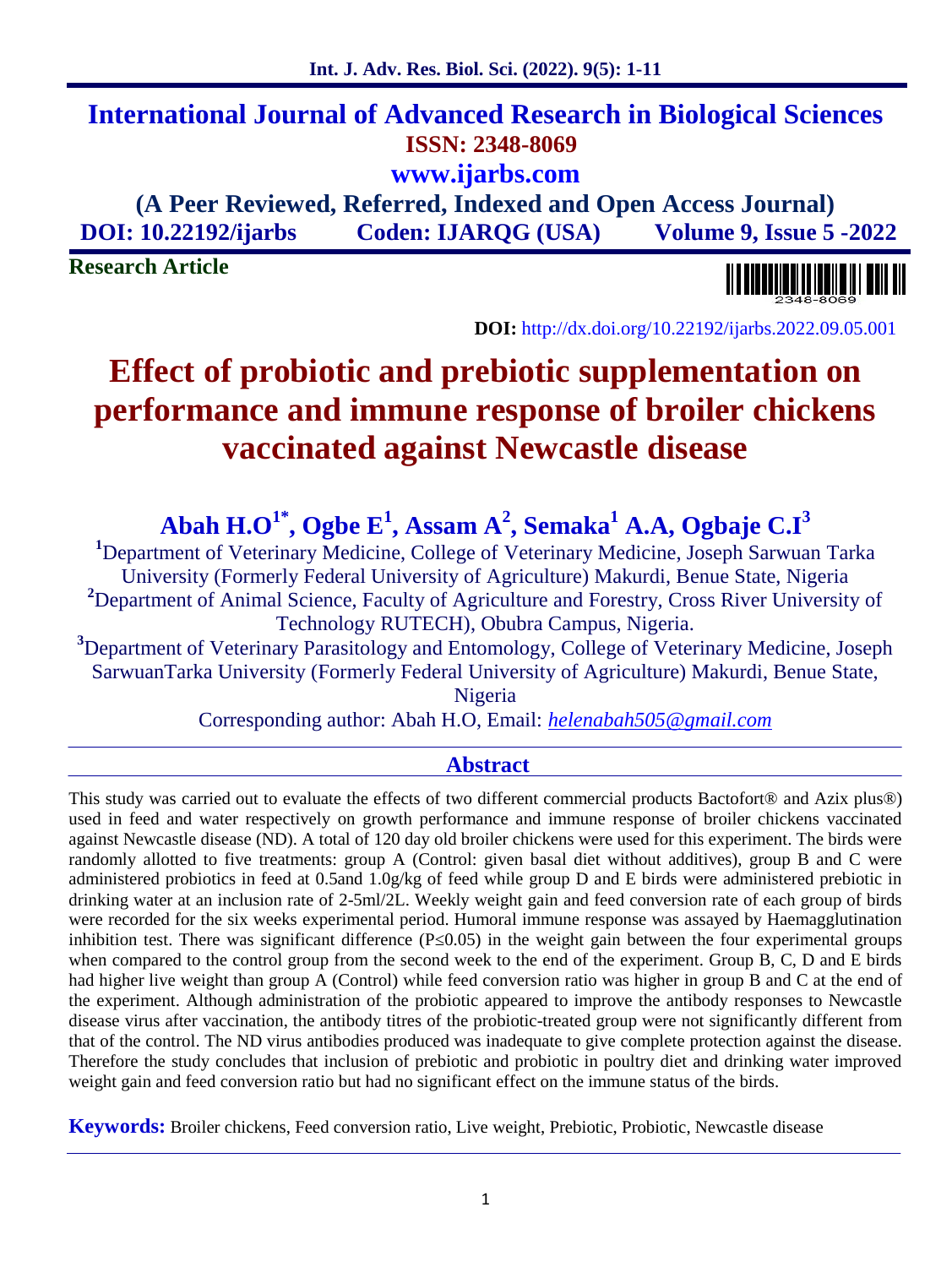International Journal of Advanced Research in Biological Sciences
ISSN: 2348-8069
www.ijarbs.com
(A Peer Reviewed, Referred, Indexed and Open Access Journal)
DOI: 10.22192/ijarbs Coden: IJARQG (USA) Volume 9, Issue 5 -2022

**Research Article**

**DOI:** http://dx.doi.org/10.22192/ijarbs.2022.09.05.001

# Effect of probiotic and prebiotic supplementation on performance and immune response of broiler chickens vaccinated against Newcastle disease

**Abah H.O[1*], Ogbe E[1], Assam A[2], Semaka[1] A.A, Ogbaje C.I[3]**

[1]Department of Veterinary Medicine, College of Veterinary Medicine, Joseph Sarwuan Tarka University (Formerly Federal University of Agriculture) Makurdi, Benue State, Nigeria
[2]Department of Animal Science, Faculty of Agriculture and Forestry, Cross River University of Technology RUTECH), Obubra Campus, Nigeria.
[3]Department of Veterinary Parasitology and Entomology, College of Veterinary Medicine, Joseph SarwuanTarka University (Formerly Federal University of Agriculture) Makurdi, Benue State, Nigeria

Corresponding author: Abah H.O, Email: *helenabah505@gmail.com*

## Abstract

This study was carried out to evaluate the effects of two different commercial products Bactofort® and Azix plus®) used in feed and water respectively on growth performance and immune response of broiler chickens vaccinated against Newcastle disease (ND). A total of 120 day old broiler chickens were used for this experiment. The birds were randomly allotted to five treatments: group A (Control: given basal diet without additives), group B and C were administered probiotics in feed at 0.5and 1.0g/kg of feed while group D and E birds were administered prebiotic in drinking water at an inclusion rate of 2-5ml/2L. Weekly weight gain and feed conversion rate of each group of birds were recorded for the six weeks experimental period. Humoral immune response was assayed by Haemagglutination inhibition test. There was significant difference ($P \leq 0.05$) in the weight gain between the four experimental groups when compared to the control group from the second week to the end of the experiment. Group B, C, D and E birds had higher live weight than group A (Control) while feed conversion ratio was higher in group B and C at the end of the experiment. Although administration of the probiotic appeared to improve the antibody responses to Newcastle disease virus after vaccination, the antibody titres of the probiotic-treated group were not significantly different from that of the control. The ND virus antibodies produced was inadequate to give complete protection against the disease. Therefore the study concludes that inclusion of prebiotic and probiotic in poultry diet and drinking water improved weight gain and feed conversion ratio but had no significant effect on the immune status of the birds.

**Keywords:** Broiler chickens, Feed conversion ratio, Live weight, Prebiotic, Probiotic, Newcastle disease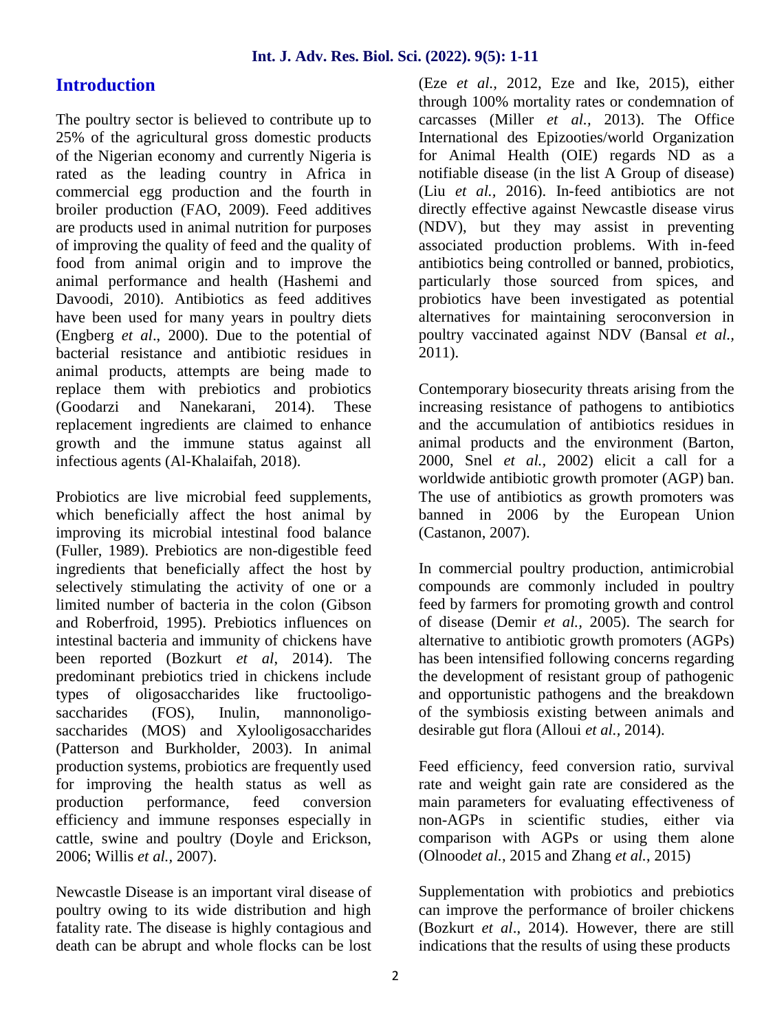## Introduction

The poultry sector is believed to contribute up to 25% of the agricultural gross domestic products of the Nigerian economy and currently Nigeria is rated as the leading country in Africa in commercial egg production and the fourth in broiler production (FAO, 2009). Feed additives are products used in animal nutrition for purposes of improving the quality of feed and the quality of food from animal origin and to improve the animal performance and health (Hashemi and Davoodi, 2010). Antibiotics as feed additives have been used for many years in poultry diets (Engberg *et al*., 2000). Due to the potential of bacterial resistance and antibiotic residues in animal products, attempts are being made to replace them with prebiotics and probiotics (Goodarzi and Nanekarani, 2014). These replacement ingredients are claimed to enhance growth and the immune status against all infectious agents (Al-Khalaifah, 2018).

Probiotics are live microbial feed supplements, which beneficially affect the host animal by improving its microbial intestinal food balance (Fuller, 1989). Prebiotics are non-digestible feed ingredients that beneficially affect the host by selectively stimulating the activity of one or a limited number of bacteria in the colon (Gibson and Roberfroid, 1995). Prebiotics influences on intestinal bacteria and immunity of chickens have been reported (Bozkurt *et al*, 2014). The predominant prebiotics tried in chickens include types of oligosaccharides like fructooligo-saccharides (FOS), Inulin, mannonoligo-saccharides (MOS) and Xylooligosaccharides (Patterson and Burkholder, 2003). In animal production systems, probiotics are frequently used for improving the health status as well as production performance, feed conversion efficiency and immune responses especially in cattle, swine and poultry (Doyle and Erickson, 2006; Willis *et al.*, 2007).

Newcastle Disease is an important viral disease of poultry owing to its wide distribution and high fatality rate. The disease is highly contagious and death can be abrupt and whole flocks can be lost (Eze *et al.,* 2012, Eze and Ike, 2015), either through 100% mortality rates or condemnation of carcasses (Miller *et al.,* 2013). The Office International des Epizooties/world Organization for Animal Health (OIE) regards ND as a notifiable disease (in the list A Group of disease) (Liu *et al.,* 2016). In-feed antibiotics are not directly effective against Newcastle disease virus (NDV), but they may assist in preventing associated production problems. With in-feed antibiotics being controlled or banned, probiotics, particularly those sourced from spices, and probiotics have been investigated as potential alternatives for maintaining seroconversion in poultry vaccinated against NDV (Bansal *et al.*, 2011).

Contemporary biosecurity threats arising from the increasing resistance of pathogens to antibiotics and the accumulation of antibiotics residues in animal products and the environment (Barton, 2000, Snel *et al.*, 2002) elicit a call for a worldwide antibiotic growth promoter (AGP) ban. The use of antibiotics as growth promoters was banned in 2006 by the European Union (Castanon, 2007).

In commercial poultry production, antimicrobial compounds are commonly included in poultry feed by farmers for promoting growth and control of disease (Demir *et al.,* 2005). The search for alternative to antibiotic growth promoters (AGPs) has been intensified following concerns regarding the development of resistant group of pathogenic and opportunistic pathogens and the breakdown of the symbiosis existing between animals and desirable gut flora (Alloui *et al.,* 2014).

Feed efficiency, feed conversion ratio, survival rate and weight gain rate are considered as the main parameters for evaluating effectiveness of non-AGPs in scientific studies, either via comparison with AGPs or using them alone (Olnood*et al.*, 2015 and Zhang *et al.*, 2015)

Supplementation with probiotics and prebiotics can improve the performance of broiler chickens (Bozkurt *et al*., 2014). However, there are still indications that the results of using these products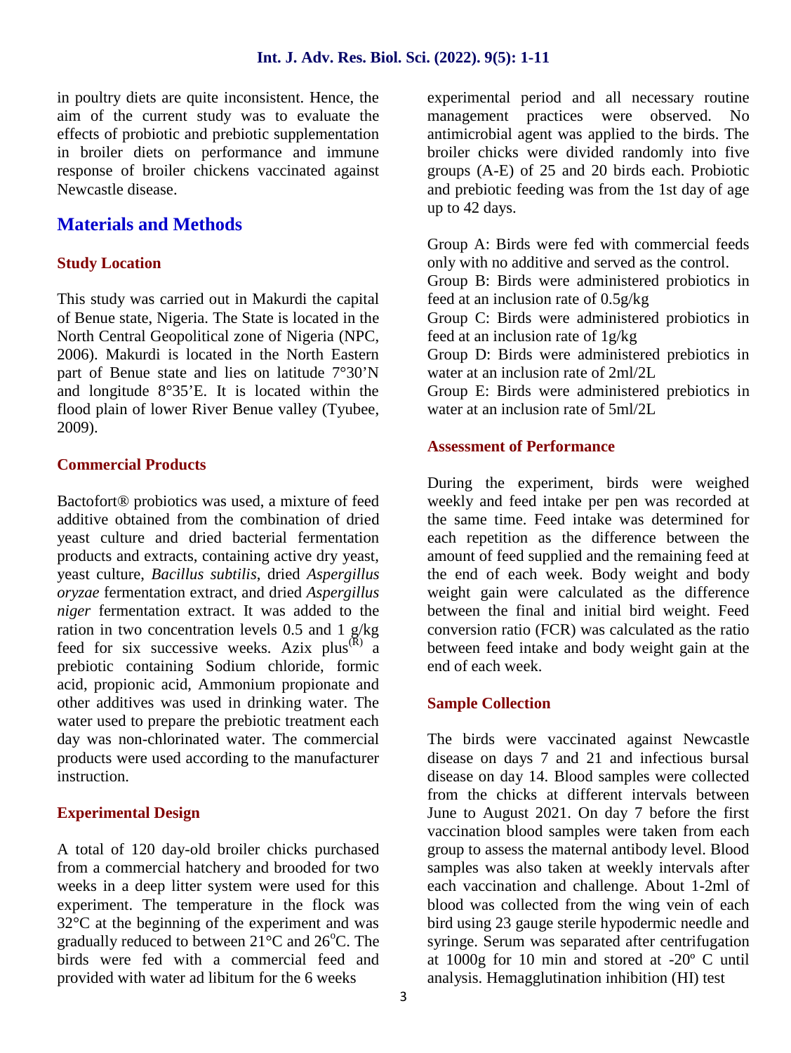in poultry diets are quite inconsistent. Hence, the aim of the current study was to evaluate the effects of probiotic and prebiotic supplementation in broiler diets on performance and immune response of broiler chickens vaccinated against Newcastle disease.

## Materials and Methods

### Study Location

This study was carried out in Makurdi the capital of Benue state, Nigeria. The State is located in the North Central Geopolitical zone of Nigeria (NPC, 2006). Makurdi is located in the North Eastern part of Benue state and lies on latitude 7°30’N and longitude 8°35’E. It is located within the flood plain of lower River Benue valley (Tyubee, 2009).

### Commercial Products

Bactofort® probiotics was used, a mixture of feed additive obtained from the combination of dried yeast culture and dried bacterial fermentation products and extracts, containing active dry yeast, yeast culture, *Bacillus subtilis*, dried *Aspergillus oryzae* fermentation extract, and dried *Aspergillus niger* fermentation extract. It was added to the ration in two concentration levels 0.5 and 1 g/kg feed for six successive weeks. Azix plus$^{(R)}$ a prebiotic containing Sodium chloride, formic acid, propionic acid, Ammonium propionate and other additives was used in drinking water. The water used to prepare the prebiotic treatment each day was non-chlorinated water. The commercial products were used according to the manufacturer instruction.

### Experimental Design

A total of 120 day-old broiler chicks purchased from a commercial hatchery and brooded for two weeks in a deep litter system were used for this experiment. The temperature in the flock was 32°C at the beginning of the experiment and was gradually reduced to between 21°C and 26$^{o}$C. The birds were fed with a commercial feed and provided with water ad libitum for the 6 weeks experimental period and all necessary routine management practices were observed. No antimicrobial agent was applied to the birds. The broiler chicks were divided randomly into five groups (A-E) of 25 and 20 birds each. Probiotic and prebiotic feeding was from the 1st day of age up to 42 days.

Group A: Birds were fed with commercial feeds only with no additive and served as the control.
Group B: Birds were administered probiotics in feed at an inclusion rate of 0.5g/kg
Group C: Birds were administered probiotics in feed at an inclusion rate of 1g/kg
Group D: Birds were administered prebiotics in water at an inclusion rate of 2ml/2L
Group E: Birds were administered prebiotics in water at an inclusion rate of 5ml/2L

### Assessment of Performance

During the experiment, birds were weighed weekly and feed intake per pen was recorded at the same time. Feed intake was determined for each repetition as the difference between the amount of feed supplied and the remaining feed at the end of each week. Body weight and body weight gain were calculated as the difference between the final and initial bird weight. Feed conversion ratio (FCR) was calculated as the ratio between feed intake and body weight gain at the end of each week.

### Sample Collection

The birds were vaccinated against Newcastle disease on days 7 and 21 and infectious bursal disease on day 14. Blood samples were collected from the chicks at different intervals between June to August 2021. On day 7 before the first vaccination blood samples were taken from each group to assess the maternal antibody level. Blood samples was also taken at weekly intervals after each vaccination and challenge. About 1-2ml of blood was collected from the wing vein of each bird using 23 gauge sterile hypodermic needle and syringe. Serum was separated after centrifugation at 1000g for 10 min and stored at -20º C until analysis. Hemagglutination inhibition (HI) test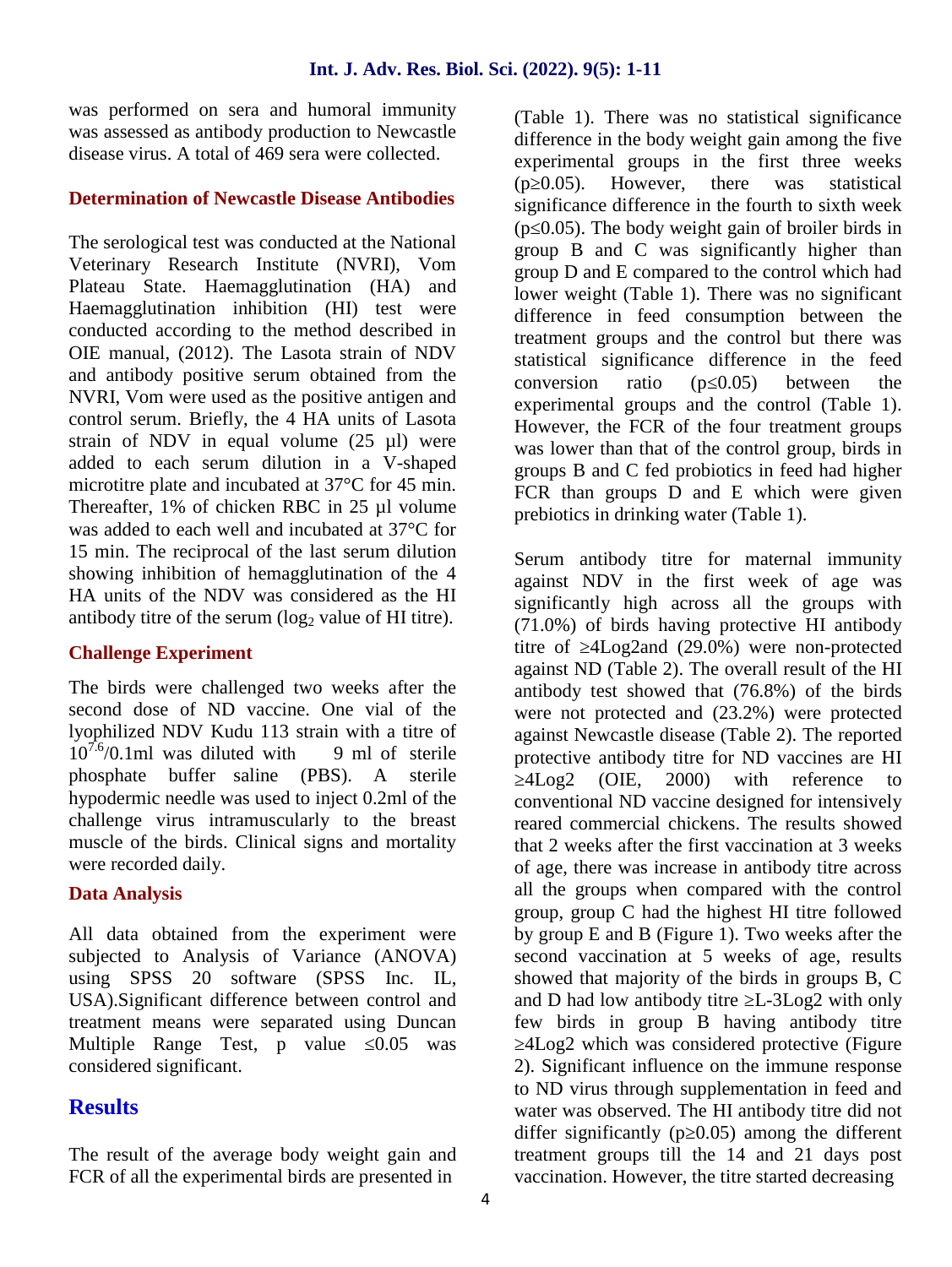was performed on sera and humoral immunity was assessed as antibody production to Newcastle disease virus. A total of 469 sera were collected.

### Determination of Newcastle Disease Antibodies

The serological test was conducted at the National Veterinary Research Institute (NVRI), Vom Plateau State. Haemagglutination (HA) and Haemagglutination inhibition (HI) test were conducted according to the method described in OIE manual, (2012). The Lasota strain of NDV and antibody positive serum obtained from the NVRI, Vom were used as the positive antigen and control serum. Briefly, the 4 HA units of Lasota strain of NDV in equal volume (25 µl) were added to each serum dilution in a V-shaped microtitre plate and incubated at 37°C for 45 min. Thereafter, 1% of chicken RBC in 25 µl volume was added to each well and incubated at 37°C for 15 min. The reciprocal of the last serum dilution showing inhibition of hemagglutination of the 4 HA units of the NDV was considered as the HI antibody titre of the serum ($log_2$ value of HI titre).

### Challenge Experiment

The birds were challenged two weeks after the second dose of ND vaccine. One vial of the lyophilized NDV Kudu 113 strain with a titre of $10^{7.6}$/0.1ml was diluted with 9 ml of sterile phosphate buffer saline (PBS). A sterile hypodermic needle was used to inject 0.2ml of the challenge virus intramuscularly to the breast muscle of the birds. Clinical signs and mortality were recorded daily.

### Data Analysis

All data obtained from the experiment were subjected to Analysis of Variance (ANOVA) using SPSS 20 software (SPSS Inc. IL, USA).Significant difference between control and treatment means were separated using Duncan Multiple Range Test, p value ≤0.05 was considered significant.

## Results

The result of the average body weight gain and FCR of all the experimental birds are presented in (Table 1). There was no statistical significance difference in the body weight gain among the five experimental groups in the first three weeks (p≥0.05). However, there was statistical significance difference in the fourth to sixth week (p≤0.05). The body weight gain of broiler birds in group B and C was significantly higher than group D and E compared to the control which had lower weight (Table 1). There was no significant difference in feed consumption between the treatment groups and the control but there was statistical significance difference in the feed conversion ratio (p≤0.05) between the experimental groups and the control (Table 1). However, the FCR of the four treatment groups was lower than that of the control group, birds in groups B and C fed probiotics in feed had higher FCR than groups D and E which were given prebiotics in drinking water (Table 1).

Serum antibody titre for maternal immunity against NDV in the first week of age was significantly high across all the groups with (71.0%) of birds having protective HI antibody titre of ≥4Log2and (29.0%) were non-protected against ND (Table 2). The overall result of the HI antibody test showed that (76.8%) of the birds were not protected and (23.2%) were protected against Newcastle disease (Table 2). The reported protective antibody titre for ND vaccines are HI ≥4Log2 (OIE, 2000) with reference to conventional ND vaccine designed for intensively reared commercial chickens. The results showed that 2 weeks after the first vaccination at 3 weeks of age, there was increase in antibody titre across all the groups when compared with the control group, group C had the highest HI titre followed by group E and B (Figure 1). Two weeks after the second vaccination at 5 weeks of age, results showed that majority of the birds in groups B, C and D had low antibody titre ≥L-3Log2 with only few birds in group B having antibody titre ≥4Log2 which was considered protective (Figure 2). Significant influence on the immune response to ND virus through supplementation in feed and water was observed. The HI antibody titre did not differ significantly (p≥0.05) among the different treatment groups till the 14 and 21 days post vaccination. However, the titre started decreasing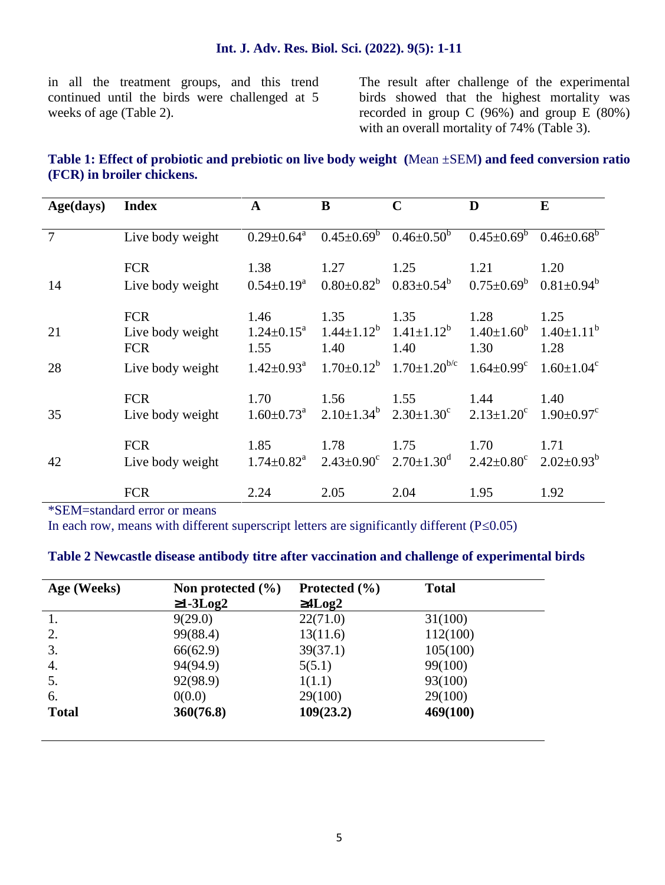in all the treatment groups, and this trend continued until the birds were challenged at 5 weeks of age (Table 2).

The result after challenge of the experimental birds showed that the highest mortality was recorded in group C (96%) and group E (80%) with an overall mortality of 74% (Table 3).

**Table 1: Effect of probiotic and prebiotic on live body weight (**Mean ±SEM**) and feed conversion ratio (FCR) in broiler chickens.**

| Age(days) | Index | A | B | C | D | E |
|---|---|---|---|---|---|---|
| 7 | Live body weight | $0.29\pm0.64^{a}$ | $0.45\pm0.69^{b}$ | $0.46\pm0.50^{b}$ | $0.45\pm0.69^{b}$ | $0.46\pm0.68^{b}$ |
| | FCR | 1.38 | 1.27 | 1.25 | 1.21 | 1.20 |
| 14 | Live body weight | $0.54\pm0.19^{a}$ | $0.80\pm0.82^{b}$ | $0.83\pm0.54^{b}$ | $0.75\pm0.69^{b}$ | $0.81\pm0.94^{b}$ |
| | FCR | 1.46 | 1.35 | 1.35 | 1.28 | 1.25 |
| 21 | Live body weight | $1.24\pm0.15^{a}$ | $1.44\pm1.12^{b}$ | $1.41\pm1.12^{b}$ | $1.40\pm1.60^{b}$ | $1.40\pm1.11^{b}$ |
| | FCR | 1.55 | 1.40 | 1.40 | 1.30 | 1.28 |
| 28 | Live body weight | $1.42\pm0.93^{a}$ | $1.70\pm0.12^{b}$ | $1.70\pm1.20^{b/c}$ | $1.64\pm0.99^{c}$ | $1.60\pm1.04^{c}$ |
| | FCR | 1.70 | 1.56 | 1.55 | 1.44 | 1.40 |
| 35 | Live body weight | $1.60\pm0.73^{a}$ | $2.10\pm1.34^{b}$ | $2.30\pm1.30^{c}$ | $2.13\pm1.20^{c}$ | $1.90\pm0.97^{c}$ |
| | FCR | 1.85 | 1.78 | 1.75 | 1.70 | 1.71 |
| 42 | Live body weight | $1.74\pm0.82^{a}$ | $2.43\pm0.90^{c}$ | $2.70\pm1.30^{d}$ | $2.42\pm0.80^{c}$ | $2.02\pm0.93^{b}$ |
| | FCR | 2.24 | 2.05 | 2.04 | 1.95 | 1.92 |

*SEM=standard error or means

In each row, means with different superscript letters are significantly different ($P\leq0.05$)

**Table 2 Newcastle disease antibody titre after vaccination and challenge of experimental birds**

| Age (Weeks) | Non protected (%) ≥1-3Log2 | Protected (%) ≥4Log2 | Total |
|---|---|---|---|
| 1. | 9(29.0) | 22(71.0) | 31(100) |
| 2. | 99(88.4) | 13(11.6) | 112(100) |
| 3. | 66(62.9) | 39(37.1) | 105(100) |
| 4. | 94(94.9) | 5(5.1) | 99(100) |
| 5. | 92(98.9) | 1(1.1) | 93(100) |
| 6. | 0(0.0) | 29(100) | 29(100) |
| **Total** | **360(76.8)** | **109(23.2)** | **469(100)** |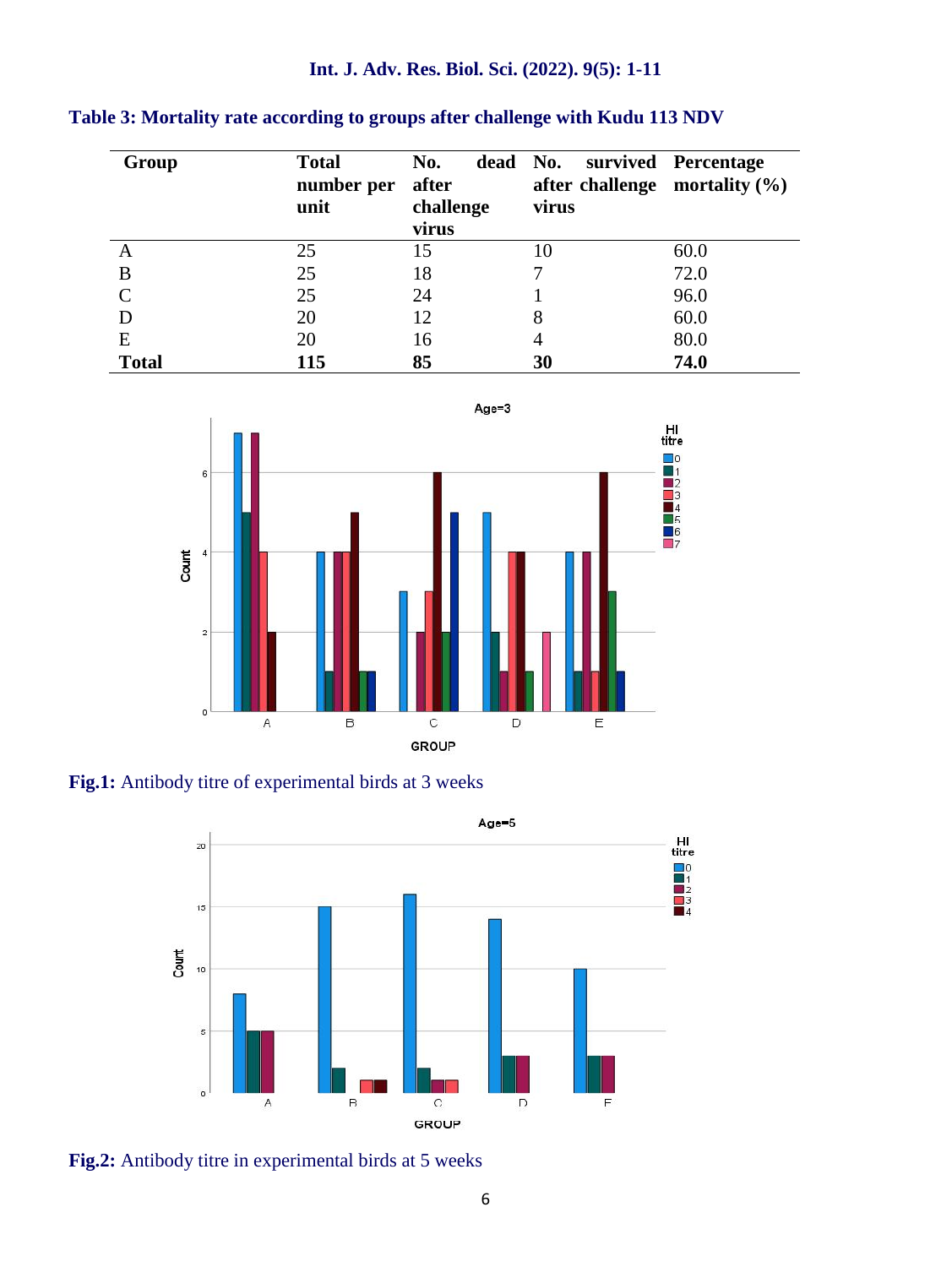**Table 3: Mortality rate according to groups after challenge with Kudu 113 NDV**

| Group | Total number per unit | No. dead after challenge virus | No. survived after challenge virus | Percentage mortality (%) |
|---|---|---|---|---|
| A | 25 | 15 | 10 | 60.0 |
| B | 25 | 18 | 7 | 72.0 |
| C | 25 | 24 | 1 | 96.0 |
| D | 20 | 12 | 8 | 60.0 |
| E | 20 | 16 | 4 | 80.0 |
| **Total** | **115** | **85** | **30** | **74.0** |

**Fig.1:** Antibody titre of experimental birds at 3 weeks

**Fig.2:** Antibody titre in experimental birds at 5 weeks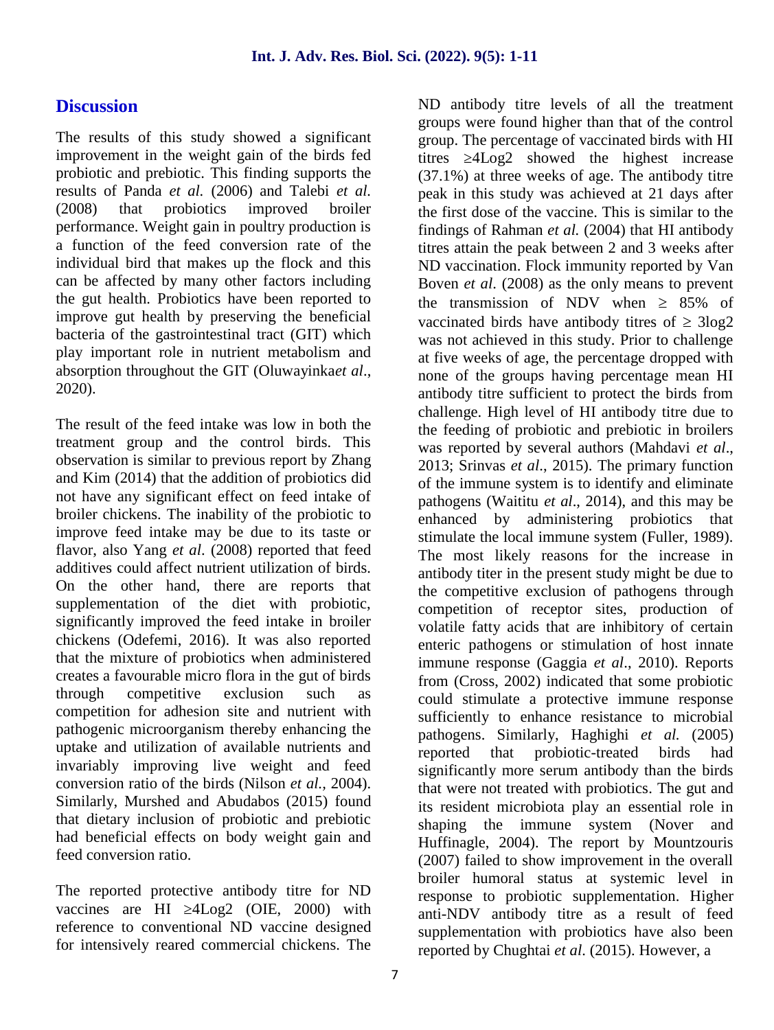## Discussion

The results of this study showed a significant improvement in the weight gain of the birds fed probiotic and prebiotic. This finding supports the results of Panda *et al.* (2006) and Talebi *et al.* (2008) that probiotics improved broiler performance. Weight gain in poultry production is a function of the feed conversion rate of the individual bird that makes up the flock and this can be affected by many other factors including the gut health. Probiotics have been reported to improve gut health by preserving the beneficial bacteria of the gastrointestinal tract (GIT) which play important role in nutrient metabolism and absorption throughout the GIT (Oluwayinka*et al*., 2020).

The result of the feed intake was low in both the treatment group and the control birds. This observation is similar to previous report by Zhang and Kim (2014) that the addition of probiotics did not have any significant effect on feed intake of broiler chickens. The inability of the probiotic to improve feed intake may be due to its taste or flavor, also Yang *et al*. (2008) reported that feed additives could affect nutrient utilization of birds. On the other hand, there are reports that supplementation of the diet with probiotic, significantly improved the feed intake in broiler chickens (Odefemi, 2016). It was also reported that the mixture of probiotics when administered creates a favourable micro flora in the gut of birds through competitive exclusion such as competition for adhesion site and nutrient with pathogenic microorganism thereby enhancing the uptake and utilization of available nutrients and invariably improving live weight and feed conversion ratio of the birds (Nilson *et al.,* 2004). Similarly, Murshed and Abudabos (2015) found that dietary inclusion of probiotic and prebiotic had beneficial effects on body weight gain and feed conversion ratio.

The reported protective antibody titre for ND vaccines are HI ≥4Log2 (OIE, 2000) with reference to conventional ND vaccine designed for intensively reared commercial chickens. The ND antibody titre levels of all the treatment groups were found higher than that of the control group. The percentage of vaccinated birds with HI titres ≥4Log2 showed the highest increase (37.1%) at three weeks of age. The antibody titre peak in this study was achieved at 21 days after the first dose of the vaccine. This is similar to the findings of Rahman *et al.* (2004) that HI antibody titres attain the peak between 2 and 3 weeks after ND vaccination. Flock immunity reported by Van Boven *et al*. (2008) as the only means to prevent the transmission of NDV when ≥ 85% of vaccinated birds have antibody titres of ≥ 3log2 was not achieved in this study. Prior to challenge at five weeks of age, the percentage dropped with none of the groups having percentage mean HI antibody titre sufficient to protect the birds from challenge. High level of HI antibody titre due to the feeding of probiotic and prebiotic in broilers was reported by several authors (Mahdavi *et al*., 2013; Srinvas *et al*., 2015). The primary function of the immune system is to identify and eliminate pathogens (Waititu *et al*., 2014), and this may be enhanced by administering probiotics that stimulate the local immune system (Fuller, 1989). The most likely reasons for the increase in antibody titer in the present study might be due to the competitive exclusion of pathogens through competition of receptor sites, production of volatile fatty acids that are inhibitory of certain enteric pathogens or stimulation of host innate immune response (Gaggia *et al*., 2010). Reports from (Cross, 2002) indicated that some probiotic could stimulate a protective immune response sufficiently to enhance resistance to microbial pathogens. Similarly, Haghighi *et al.* (2005) reported that probiotic-treated birds had significantly more serum antibody than the birds that were not treated with probiotics. The gut and its resident microbiota play an essential role in shaping the immune system (Nover and Huffinagle, 2004). The report by Mountzouris (2007) failed to show improvement in the overall broiler humoral status at systemic level in response to probiotic supplementation. Higher anti-NDV antibody titre as a result of feed supplementation with probiotics have also been reported by Chughtai *et al*. (2015). However, a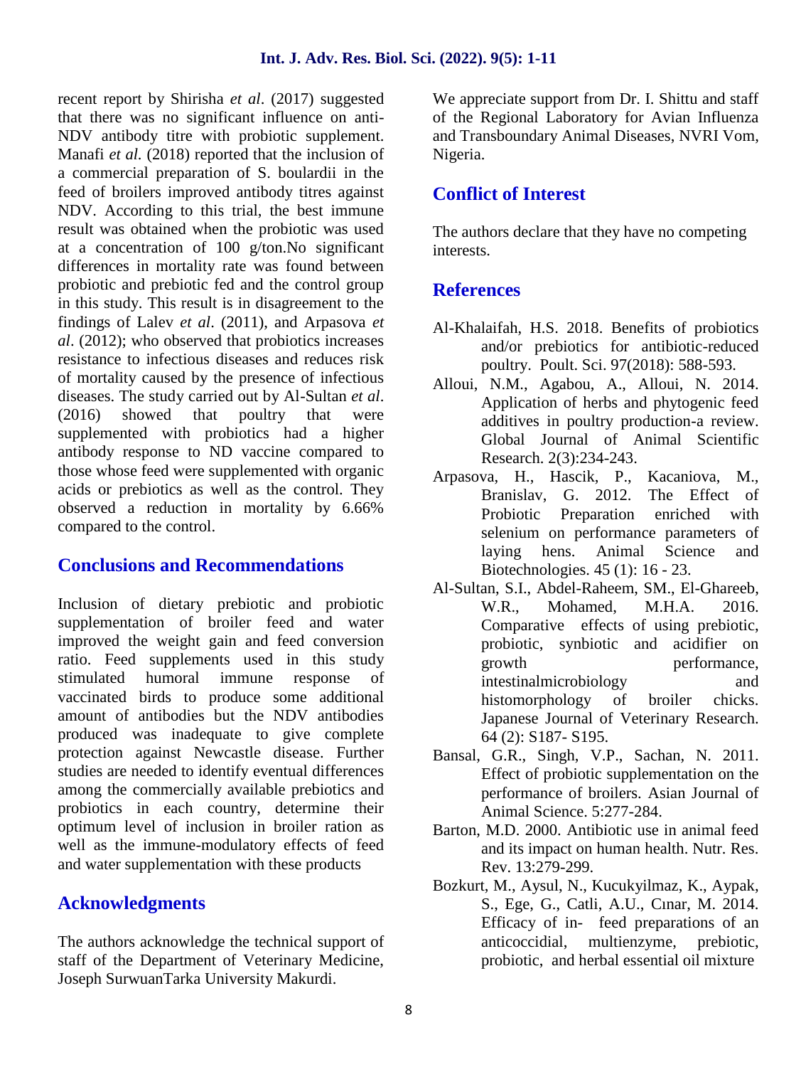recent report by Shirisha *et al*. (2017) suggested that there was no significant influence on anti-NDV antibody titre with probiotic supplement. Manafi *et al.* (2018) reported that the inclusion of a commercial preparation of S. boulardii in the feed of broilers improved antibody titres against NDV. According to this trial, the best immune result was obtained when the probiotic was used at a concentration of 100 g/ton.No significant differences in mortality rate was found between probiotic and prebiotic fed and the control group in this study. This result is in disagreement to the findings of Lalev *et al*. (2011), and Arpasova *et al*. (2012); who observed that probiotics increases resistance to infectious diseases and reduces risk of mortality caused by the presence of infectious diseases. The study carried out by Al-Sultan *et al*. (2016) showed that poultry that were supplemented with probiotics had a higher antibody response to ND vaccine compared to those whose feed were supplemented with organic acids or prebiotics as well as the control. They observed a reduction in mortality by 6.66% compared to the control.

## Conclusions and Recommendations

Inclusion of dietary prebiotic and probiotic supplementation of broiler feed and water improved the weight gain and feed conversion ratio. Feed supplements used in this study stimulated humoral immune response of vaccinated birds to produce some additional amount of antibodies but the NDV antibodies produced was inadequate to give complete protection against Newcastle disease. Further studies are needed to identify eventual differences among the commercially available prebiotics and probiotics in each country, determine their optimum level of inclusion in broiler ration as well as the immune-modulatory effects of feed and water supplementation with these products

## Acknowledgments

The authors acknowledge the technical support of staff of the Department of Veterinary Medicine, Joseph SurwuanTarka University Makurdi.

We appreciate support from Dr. I. Shittu and staff of the Regional Laboratory for Avian Influenza and Transboundary Animal Diseases, NVRI Vom, Nigeria.

## Conflict of Interest

The authors declare that they have no competing interests.

## References

Al-Khalaifah, H.S. 2018. Benefits of probiotics and/or prebiotics for antibiotic-reduced poultry. Poult. Sci. 97(2018): 588-593.

Alloui, N.M., Agabou, A., Alloui, N. 2014. Application of herbs and phytogenic feed additives in poultry production-a review. Global Journal of Animal Scientific Research. 2(3):234-243.

Arpasova, H., Hascik, P., Kacaniova, M., Branislav, G. 2012. The Effect of Probiotic Preparation enriched with selenium on performance parameters of laying hens. Animal Science and Biotechnologies. 45 (1): 16 - 23.

Al-Sultan, S.I., Abdel-Raheem, SM., El-Ghareeb, W.R., Mohamed, M.H.A. 2016. Comparative effects of using prebiotic, probiotic, synbiotic and acidifier on growth performance, intestinalmicrobiology and histomorphology of broiler chicks. Japanese Journal of Veterinary Research. 64 (2): S187- S195.

Bansal, G.R., Singh, V.P., Sachan, N. 2011. Effect of probiotic supplementation on the performance of broilers. Asian Journal of Animal Science. 5:277-284.

Barton, M.D. 2000. Antibiotic use in animal feed and its impact on human health. Nutr. Res. Rev. 13:279-299.

Bozkurt, M., Aysul, N., Kucukyilmaz, K., Aypak, S., Ege, G., Catli, A.U., Cınar, M. 2014. Efficacy of in- feed preparations of an anticoccidial, multienzyme, prebiotic, probiotic, and herbal essential oil mixture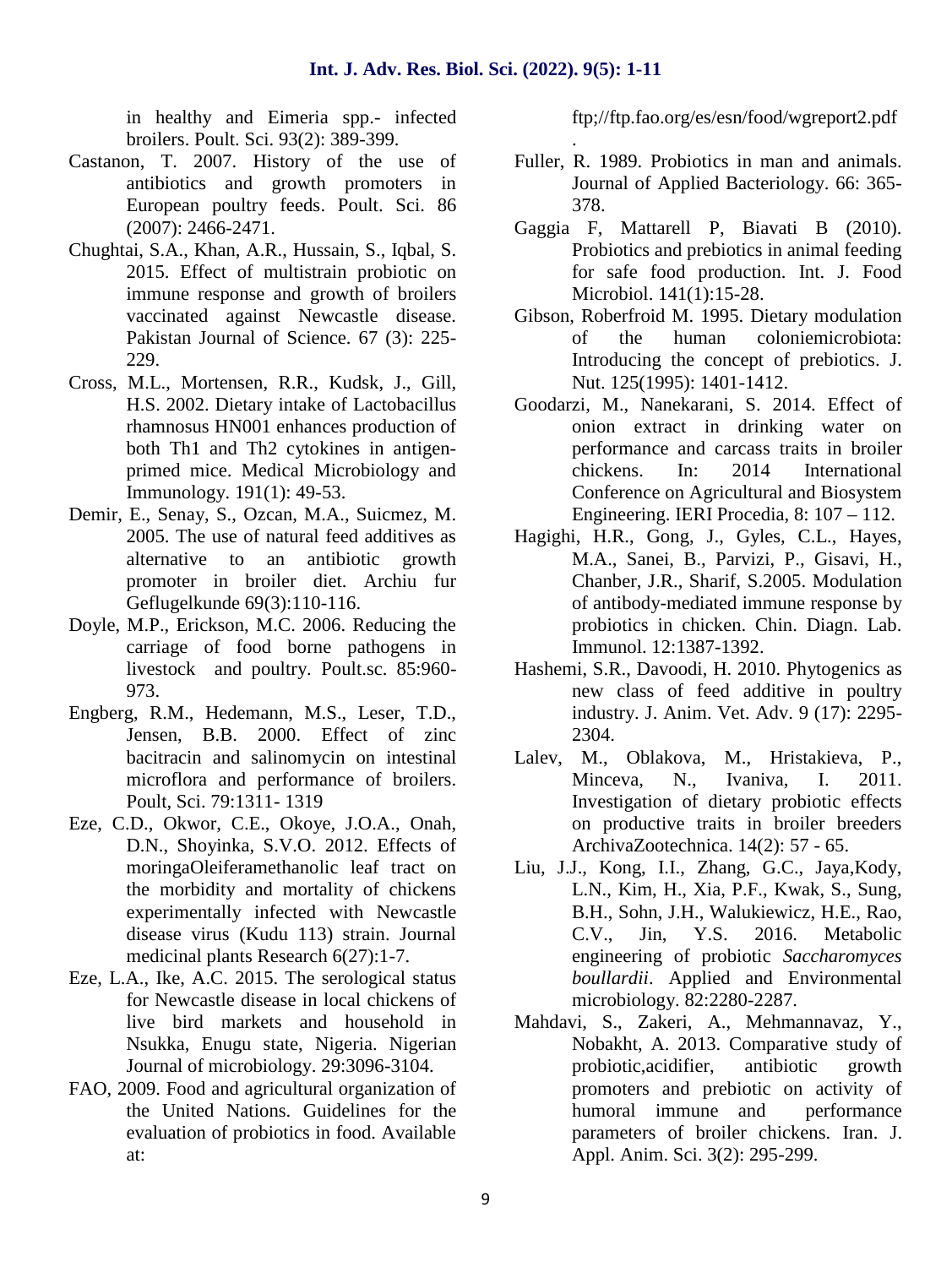in healthy and Eimeria spp.- infected broilers. Poult. Sci. 93(2): 389-399.

Castanon, T. 2007. History of the use of antibiotics and growth promoters in European poultry feeds. Poult. Sci. 86 (2007): 2466-2471.

Chughtai, S.A., Khan, A.R., Hussain, S., Iqbal, S. 2015. Effect of multistrain probiotic on immune response and growth of broilers vaccinated against Newcastle disease. Pakistan Journal of Science. 67 (3): 225-229.

Cross, M.L., Mortensen, R.R., Kudsk, J., Gill, H.S. 2002. Dietary intake of Lactobacillus rhamnosus HN001 enhances production of both Th1 and Th2 cytokines in antigen-primed mice. Medical Microbiology and Immunology. 191(1): 49-53.

Demir, E., Senay, S., Ozcan, M.A., Suicmez, M. 2005. The use of natural feed additives as alternative to an antibiotic growth promoter in broiler diet. Archiu fur Geflugelkunde 69(3):110-116.

Doyle, M.P., Erickson, M.C. 2006. Reducing the carriage of food borne pathogens in livestock and poultry. Poult.sc. 85:960-973.

Engberg, R.M., Hedemann, M.S., Leser, T.D., Jensen, B.B. 2000. Effect of zinc bacitracin and salinomycin on intestinal microflora and performance of broilers. Poult, Sci. 79:1311- 1319

Eze, C.D., Okwor, C.E., Okoye, J.O.A., Onah, D.N., Shoyinka, S.V.O. 2012. Effects of moringaOleiferamethanolic leaf tract on the morbidity and mortality of chickens experimentally infected with Newcastle disease virus (Kudu 113) strain. Journal medicinal plants Research 6(27):1-7.

Eze, L.A., Ike, A.C. 2015. The serological status for Newcastle disease in local chickens of live bird markets and household in Nsukka, Enugu state, Nigeria. Nigerian Journal of microbiology. 29:3096-3104.

FAO, 2009. Food and agricultural organization of the United Nations. Guidelines for the evaluation of probiotics in food. Available at: ftp;//ftp.fao.org/es/esn/food/wgreport2.pdf .

Fuller, R. 1989. Probiotics in man and animals. Journal of Applied Bacteriology. 66: 365-378.

Gaggia F, Mattarell P, Biavati B (2010). Probiotics and prebiotics in animal feeding for safe food production. Int. J. Food Microbiol. 141(1):15-28.

Gibson, Roberfroid M. 1995. Dietary modulation of the human coloniemicrobiota: Introducing the concept of prebiotics. J. Nut. 125(1995): 1401-1412.

Goodarzi, M., Nanekarani, S. 2014. Effect of onion extract in drinking water on performance and carcass traits in broiler chickens. In: 2014 International Conference on Agricultural and Biosystem Engineering. IERI Procedia, 8: 107 – 112.

Hagighi, H.R., Gong, J., Gyles, C.L., Hayes, M.A., Sanei, B., Parvizi, P., Gisavi, H., Chanber, J.R., Sharif, S.2005. Modulation of antibody-mediated immune response by probiotics in chicken. Chin. Diagn. Lab. Immunol. 12:1387-1392.

Hashemi, S.R., Davoodi, H. 2010. Phytogenics as new class of feed additive in poultry industry. J. Anim. Vet. Adv. 9 (17): 2295-2304.

Lalev, M., Oblakova, M., Hristakieva, P., Minceva, N., Ivaniva, I. 2011. Investigation of dietary probiotic effects on productive traits in broiler breeders ArchivaZootechnica. 14(2): 57 - 65.

Liu, J.J., Kong, I.I., Zhang, G.C., Jaya,Kody, L.N., Kim, H., Xia, P.F., Kwak, S., Sung, B.H., Sohn, J.H., Walukiewicz, H.E., Rao, C.V., Jin, Y.S. 2016. Metabolic engineering of probiotic *Saccharomyces boullardii*. Applied and Environmental microbiology. 82:2280-2287.

Mahdavi, S., Zakeri, A., Mehmannavaz, Y., Nobakht, A. 2013. Comparative study of probiotic,acidifier, antibiotic growth promoters and prebiotic on activity of humoral immune and performance parameters of broiler chickens. Iran. J. Appl. Anim. Sci. 3(2): 295-299.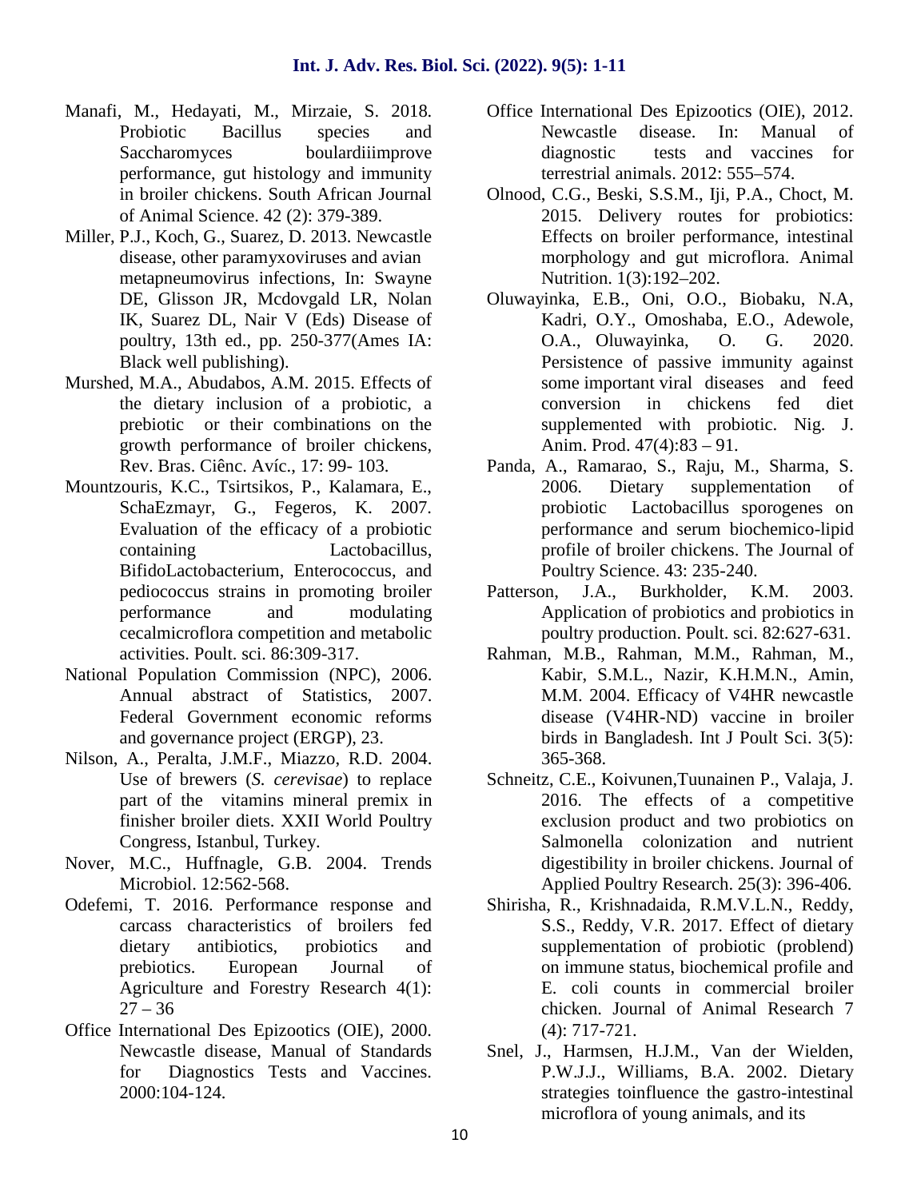Manafi, M., Hedayati, M., Mirzaie, S. 2018. Probiotic Bacillus species and Saccharomyces boulardiiimprove performance, gut histology and immunity in broiler chickens. South African Journal of Animal Science. 42 (2): 379-389.

Miller, P.J., Koch, G., Suarez, D. 2013. Newcastle disease, other paramyxoviruses and avian metapneumovirus infections, In: Swayne DE, Glisson JR, Mcdovgald LR, Nolan IK, Suarez DL, Nair V (Eds) Disease of poultry, 13th ed., pp. 250-377(Ames IA: Black well publishing).

Murshed, M.A., Abudabos, A.M. 2015. Effects of the dietary inclusion of a probiotic, a prebiotic or their combinations on the growth performance of broiler chickens, Rev. Bras. Ciênc. Avíc., 17: 99- 103.

Mountzouris, K.C., Tsirtsikos, P., Kalamara, E., SchaEzmayr, G., Fegeros, K. 2007. Evaluation of the efficacy of a probiotic containing Lactobacillus, BifidoLactobacterium, Enterococcus, and pediococcus strains in promoting broiler performance and modulating cecalmicroflora competition and metabolic activities. Poult. sci. 86:309-317.

National Population Commission (NPC), 2006. Annual abstract of Statistics, 2007. Federal Government economic reforms and governance project (ERGP), 23.

Nilson, A., Peralta, J.M.F., Miazzo, R.D. 2004. Use of brewers (*S. cerevisae*) to replace part of the vitamins mineral premix in finisher broiler diets. XXII World Poultry Congress, Istanbul, Turkey.

Nover, M.C., Huffnagle, G.B. 2004. Trends Microbiol. 12:562-568.

Odefemi, T. 2016. Performance response and carcass characteristics of broilers fed dietary antibiotics, probiotics and prebiotics. European Journal of Agriculture and Forestry Research 4(1): 27 – 36

Office International Des Epizootics (OIE), 2000. Newcastle disease, Manual of Standards for Diagnostics Tests and Vaccines. 2000:104-124.

Office International Des Epizootics (OIE), 2012. Newcastle disease. In: Manual of diagnostic tests and vaccines for terrestrial animals. 2012: 555–574.

Olnood, C.G., Beski, S.S.M., Iji, P.A., Choct, M. 2015. Delivery routes for probiotics: Effects on broiler performance, intestinal morphology and gut microflora. Animal Nutrition. 1(3):192–202.

Oluwayinka, E.B., Oni, O.O., Biobaku, N.A, Kadri, O.Y., Omoshaba, E.O., Adewole, O.A., Oluwayinka, O. G. 2020. Persistence of passive immunity against some important viral diseases and feed conversion in chickens fed diet supplemented with probiotic. Nig. J. Anim. Prod. 47(4):83 – 91.

Panda, A., Ramarao, S., Raju, M., Sharma, S. 2006. Dietary supplementation of probiotic Lactobacillus sporogenes on performance and serum biochemico-lipid profile of broiler chickens. The Journal of Poultry Science. 43: 235-240.

Patterson, J.A., Burkholder, K.M. 2003. Application of probiotics and probiotics in poultry production. Poult. sci. 82:627-631.

Rahman, M.B., Rahman, M.M., Rahman, M., Kabir, S.M.L., Nazir, K.H.M.N., Amin, M.M. 2004. Efficacy of V4HR newcastle disease (V4HR-ND) vaccine in broiler birds in Bangladesh. Int J Poult Sci. 3(5): 365-368.

Schneitz, C.E., Koivunen,Tuunainen P., Valaja, J. 2016. The effects of a competitive exclusion product and two probiotics on Salmonella colonization and nutrient digestibility in broiler chickens. Journal of Applied Poultry Research. 25(3): 396-406.

Shirisha, R., Krishnadaida, R.M.V.L.N., Reddy, S.S., Reddy, V.R. 2017. Effect of dietary supplementation of probiotic (problend) on immune status, biochemical profile and E. coli counts in commercial broiler chicken. Journal of Animal Research 7 (4): 717-721.

Snel, J., Harmsen, H.J.M., Van der Wielden, P.W.J.J., Williams, B.A. 2002. Dietary strategies toinfluence the gastro-intestinal microflora of young animals, and its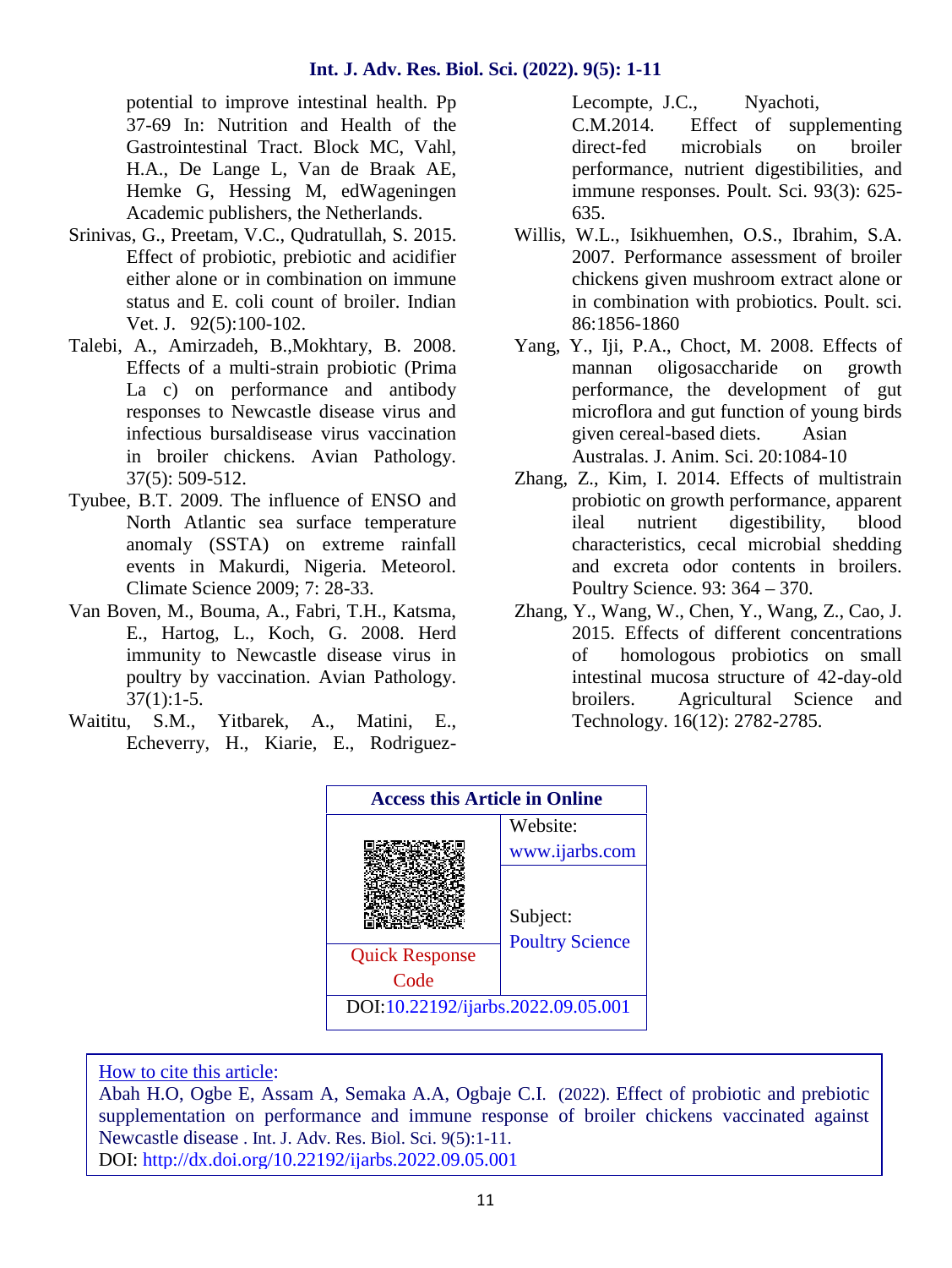potential to improve intestinal health. Pp 37-69 In: Nutrition and Health of the Gastrointestinal Tract. Block MC, Vahl, H.A., De Lange L, Van de Braak AE, Hemke G, Hessing M, edWageningen Academic publishers, the Netherlands.

Srinivas, G., Preetam, V.C., Qudratullah, S. 2015. Effect of probiotic, prebiotic and acidifier either alone or in combination on immune status and E. coli count of broiler. Indian Vet. J. 92(5):100-102.

Talebi, A., Amirzadeh, B.,Mokhtary, B. 2008. Effects of a multi-strain probiotic (Prima La c) on performance and antibody responses to Newcastle disease virus and infectious bursaldisease virus vaccination in broiler chickens. Avian Pathology. 37(5): 509-512.

Tyubee, B.T. 2009. The influence of ENSO and North Atlantic sea surface temperature anomaly (SSTA) on extreme rainfall events in Makurdi, Nigeria. Meteorol. Climate Science 2009; 7: 28-33.

Van Boven, M., Bouma, A., Fabri, T.H., Katsma, E., Hartog, L., Koch, G. 2008. Herd immunity to Newcastle disease virus in poultry by vaccination. Avian Pathology. 37(1):1-5.

Waititu, S.M., Yitbarek, A., Matini, E., Echeverry, H., Kiarie, E., Rodriguez-Lecompte, J.C., Nyachoti, C.M.2014. Effect of supplementing direct-fed microbials on broiler performance, nutrient digestibilities, and immune responses. Poult. Sci. 93(3): 625-635.

Willis, W.L., Isikhuemhen, O.S., Ibrahim, S.A. 2007. Performance assessment of broiler chickens given mushroom extract alone or in combination with probiotics. Poult. sci. 86:1856-1860

Yang, Y., Iji, P.A., Choct, M. 2008. Effects of mannan oligosaccharide on growth performance, the development of gut microflora and gut function of young birds given cereal-based diets. Asian Australas. J. Anim. Sci. 20:1084-10

Zhang, Z., Kim, I. 2014. Effects of multistrain probiotic on growth performance, apparent ileal nutrient digestibility, blood characteristics, cecal microbial shedding and excreta odor contents in broilers. Poultry Science. 93: 364 – 370.

Zhang, Y., Wang, W., Chen, Y., Wang, Z., Cao, J. 2015. Effects of different concentrations of homologous probiotics on small intestinal mucosa structure of 42-day-old broilers. Agricultural Science and Technology. 16(12): 2782-2785.

| Access this Article in Online | |
|---|---|
| | Website: www.ijarbs.com |
| Quick Response Code | Subject: Poultry Science |
| DOI:10.22192/ijarbs.2022.09.05.001 | |

How to cite this article:
Abah H.O, Ogbe E, Assam A, Semaka A.A, Ogbaje C.I. (2022). Effect of probiotic and prebiotic supplementation on performance and immune response of broiler chickens vaccinated against Newcastle disease . Int. J. Adv. Res. Biol. Sci. 9(5):1-11.
DOI: http://dx.doi.org/10.22192/ijarbs.2022.09.05.001